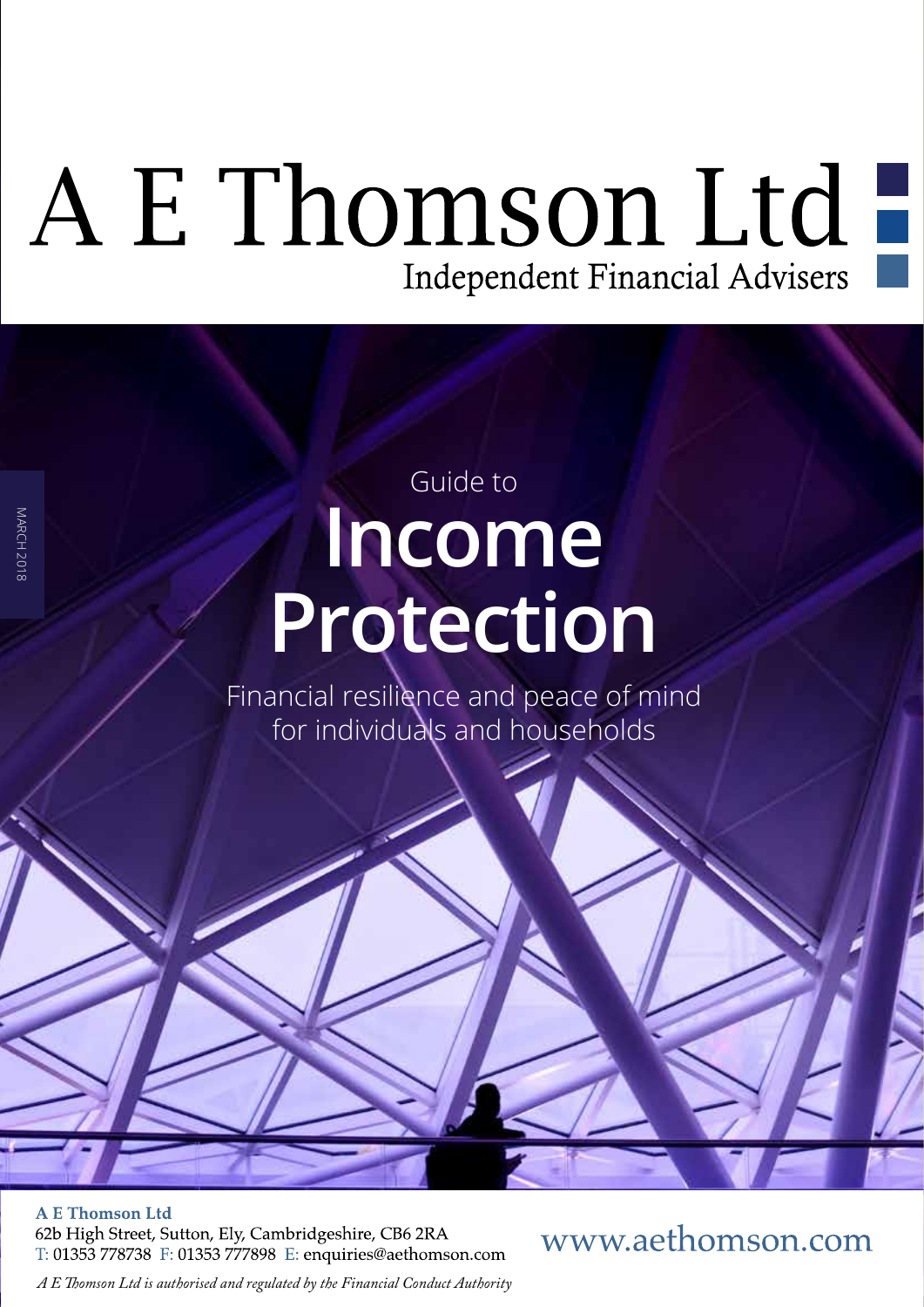# A E Thomson Ltd

Independent Financial Advisers

MARCH 2018

Guide to

# Income Protection

Financial resilience and peace of mind for individuals and households

**A E Thomson Ltd**
62b High Street, Sutton, Ely, Cambridgeshire, CB6 2RA
T: 01353 778738 F: 01353 777898 E: enquiries@aethomson.com

www.aethomson.com

*A E Thomson Ltd is authorised and regulated by the Financial Conduct Authority*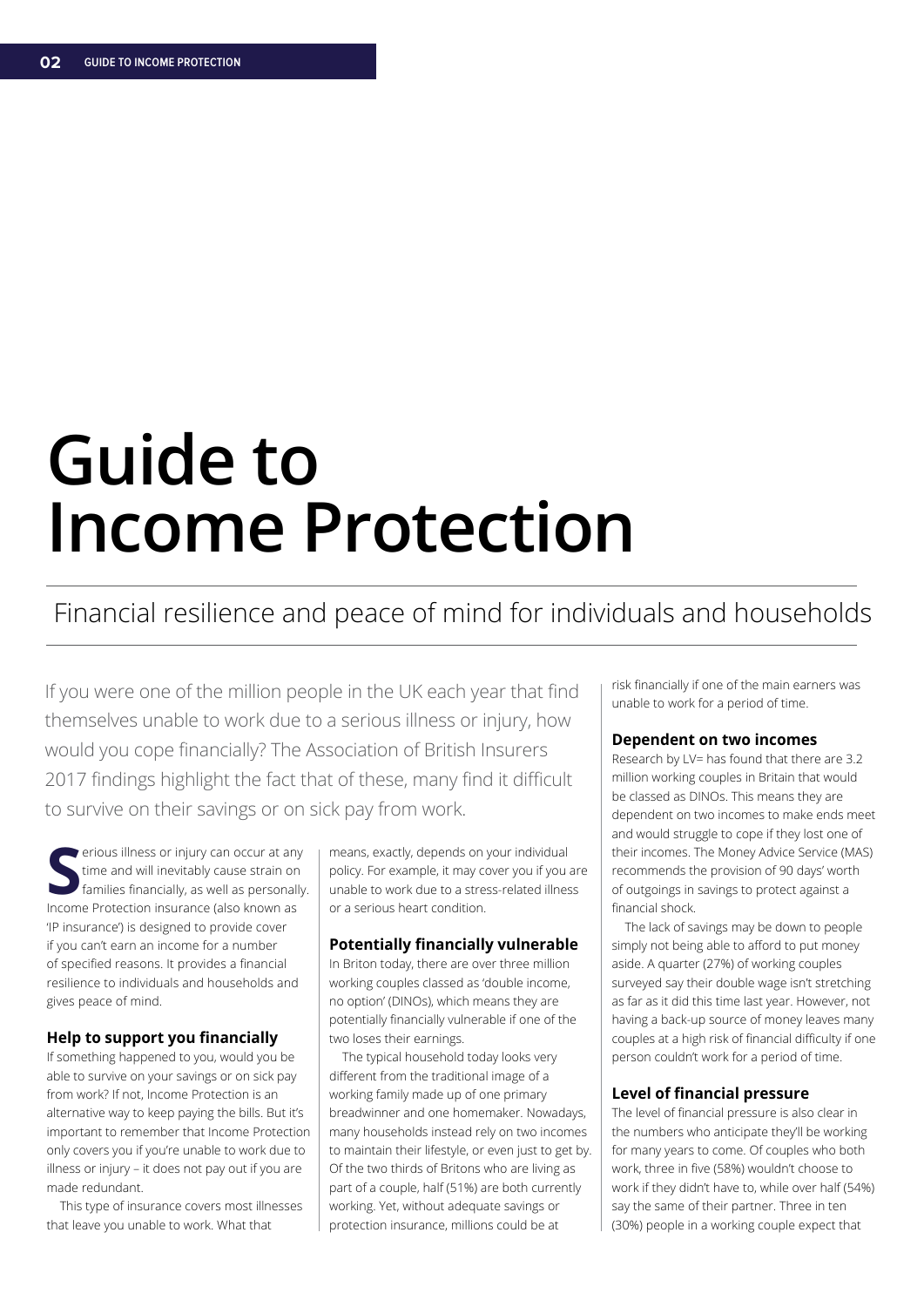# Guide to Income Protection

## Financial resilience and peace of mind for individuals and households

If you were one of the million people in the UK each year that find themselves unable to work due to a serious illness or injury, how would you cope financially? The Association of British Insurers 2017 findings highlight the fact that of these, many find it difficult to survive on their savings or on sick pay from work.

Serious illness or injury can occur at any time and will inevitably cause strain on families financially, as well as personally. Income Protection insurance (also known as 'IP insurance') is designed to provide cover if you can't earn an income for a number of specified reasons. It provides a financial resilience to individuals and households and gives peace of mind.

### Help to support you financially

If something happened to you, would you be able to survive on your savings or on sick pay from work? If not, Income Protection is an alternative way to keep paying the bills. But it's important to remember that Income Protection only covers you if you're unable to work due to illness or injury – it does not pay out if you are made redundant.

This type of insurance covers most illnesses that leave you unable to work. What that means, exactly, depends on your individual policy. For example, it may cover you if you are unable to work due to a stress-related illness or a serious heart condition.

### Potentially financially vulnerable

In Briton today, there are over three million working couples classed as 'double income, no option' (DINOs), which means they are potentially financially vulnerable if one of the two loses their earnings.

The typical household today looks very different from the traditional image of a working family made up of one primary breadwinner and one homemaker. Nowadays, many households instead rely on two incomes to maintain their lifestyle, or even just to get by. Of the two thirds of Britons who are living as part of a couple, half (51%) are both currently working. Yet, without adequate savings or protection insurance, millions could be at risk financially if one of the main earners was unable to work for a period of time.

### Dependent on two incomes

Research by LV= has found that there are 3.2 million working couples in Britain that would be classed as DINOs. This means they are dependent on two incomes to make ends meet and would struggle to cope if they lost one of their incomes. The Money Advice Service (MAS) recommends the provision of 90 days' worth of outgoings in savings to protect against a financial shock.

The lack of savings may be down to people simply not being able to afford to put money aside. A quarter (27%) of working couples surveyed say their double wage isn't stretching as far as it did this time last year. However, not having a back-up source of money leaves many couples at a high risk of financial difficulty if one person couldn't work for a period of time.

### Level of financial pressure

The level of financial pressure is also clear in the numbers who anticipate they'll be working for many years to come. Of couples who both work, three in five (58%) wouldn't choose to work if they didn't have to, while over half (54%) say the same of their partner. Three in ten (30%) people in a working couple expect that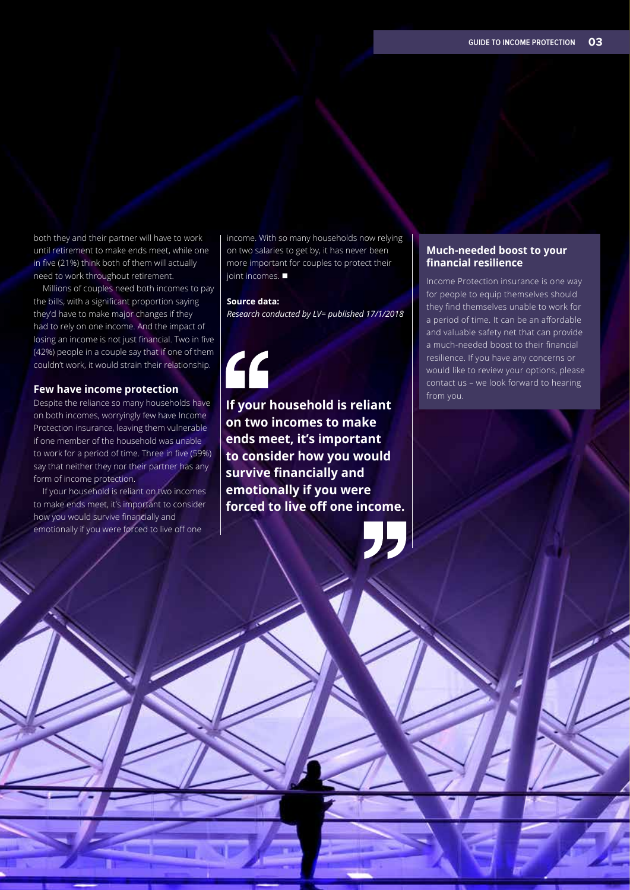both they and their partner will have to work until retirement to make ends meet, while one in five (21%) think both of them will actually need to work throughout retirement.

Millions of couples need both incomes to pay the bills, with a significant proportion saying they'd have to make major changes if they had to rely on one income. And the impact of losing an income is not just financial. Two in five (42%) people in a couple say that if one of them couldn't work, it would strain their relationship.

### Few have income protection

Despite the reliance so many households have on both incomes, worryingly few have Income Protection insurance, leaving them vulnerable if one member of the household was unable to work for a period of time. Three in five (59%) say that neither they nor their partner has any form of income protection.

If your household is reliant on two incomes to make ends meet, it's important to consider how you would survive financially and emotionally if you were forced to live off one income. With so many households now relying on two salaries to get by, it has never been more important for couples to protect their joint incomes. ■

**Source data:**
*Research conducted by LV= published 17/1/2018*

> **If your household is reliant on two incomes to make ends meet, it's important to consider how you would survive financially and emotionally if you were forced to live off one income.**

### Much-needed boost to your financial resilience

Income Protection insurance is one way for people to equip themselves should they find themselves unable to work for a period of time. It can be an affordable and valuable safety net that can provide a much-needed boost to their financial resilience. If you have any concerns or would like to review your options, please contact us – we look forward to hearing from you.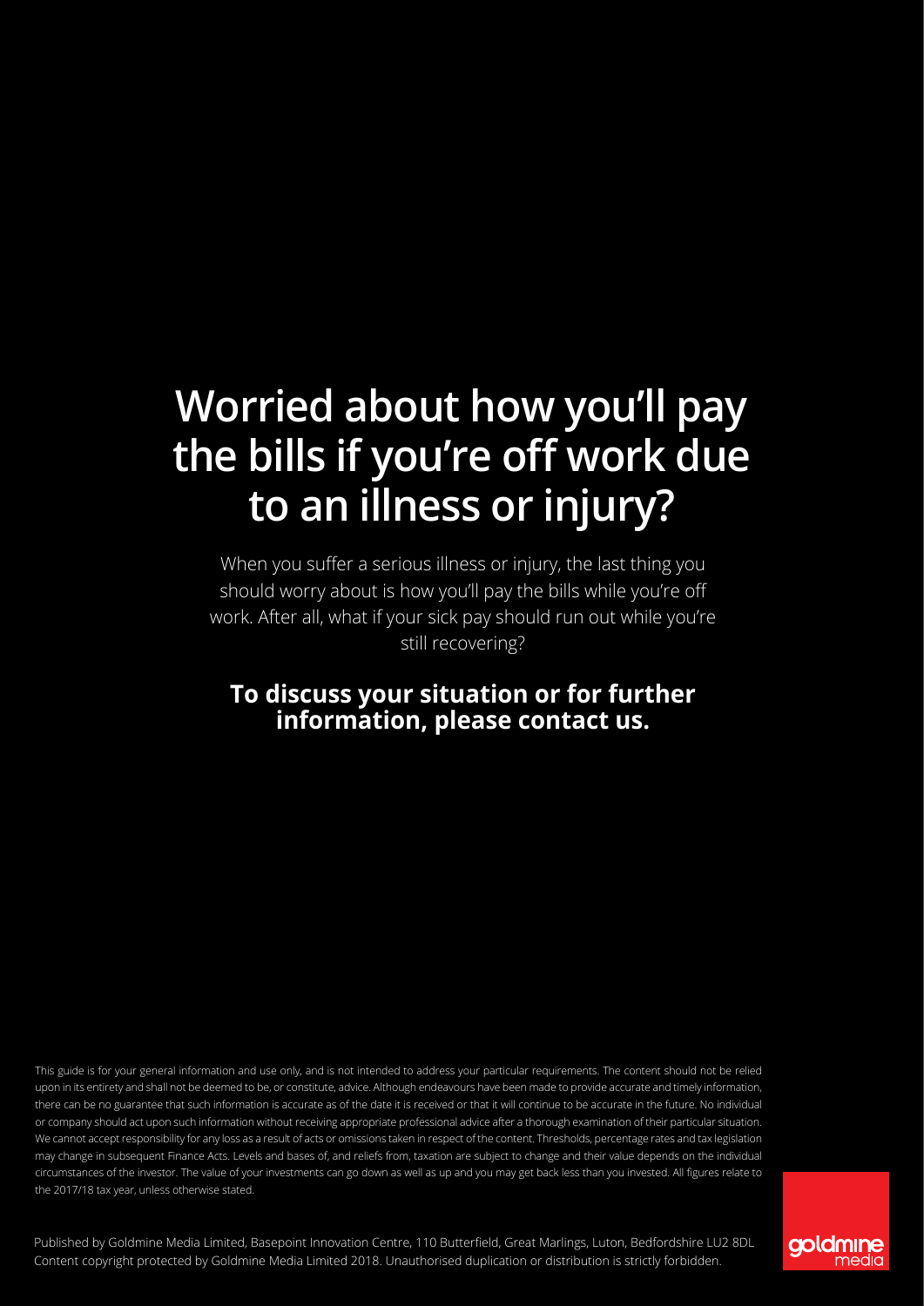# Worried about how you'll pay the bills if you're off work due to an illness or injury?

When you suffer a serious illness or injury, the last thing you should worry about is how you'll pay the bills while you're off work. After all, what if your sick pay should run out while you're still recovering?

**To discuss your situation or for further information, please contact us.**

This guide is for your general information and use only, and is not intended to address your particular requirements. The content should not be relied upon in its entirety and shall not be deemed to be, or constitute, advice. Although endeavours have been made to provide accurate and timely information, there can be no guarantee that such information is accurate as of the date it is received or that it will continue to be accurate in the future. No individual or company should act upon such information without receiving appropriate professional advice after a thorough examination of their particular situation. We cannot accept responsibility for any loss as a result of acts or omissions taken in respect of the content. Thresholds, percentage rates and tax legislation may change in subsequent Finance Acts. Levels and bases of, and reliefs from, taxation are subject to change and their value depends on the individual circumstances of the investor. The value of your investments can go down as well as up and you may get back less than you invested. All figures relate to the 2017/18 tax year, unless otherwise stated.

Published by Goldmine Media Limited, Basepoint Innovation Centre, 110 Butterfield, Great Marlings, Luton, Bedfordshire LU2 8DL
Content copyright protected by Goldmine Media Limited 2018. Unauthorised duplication or distribution is strictly forbidden.

goldmine media